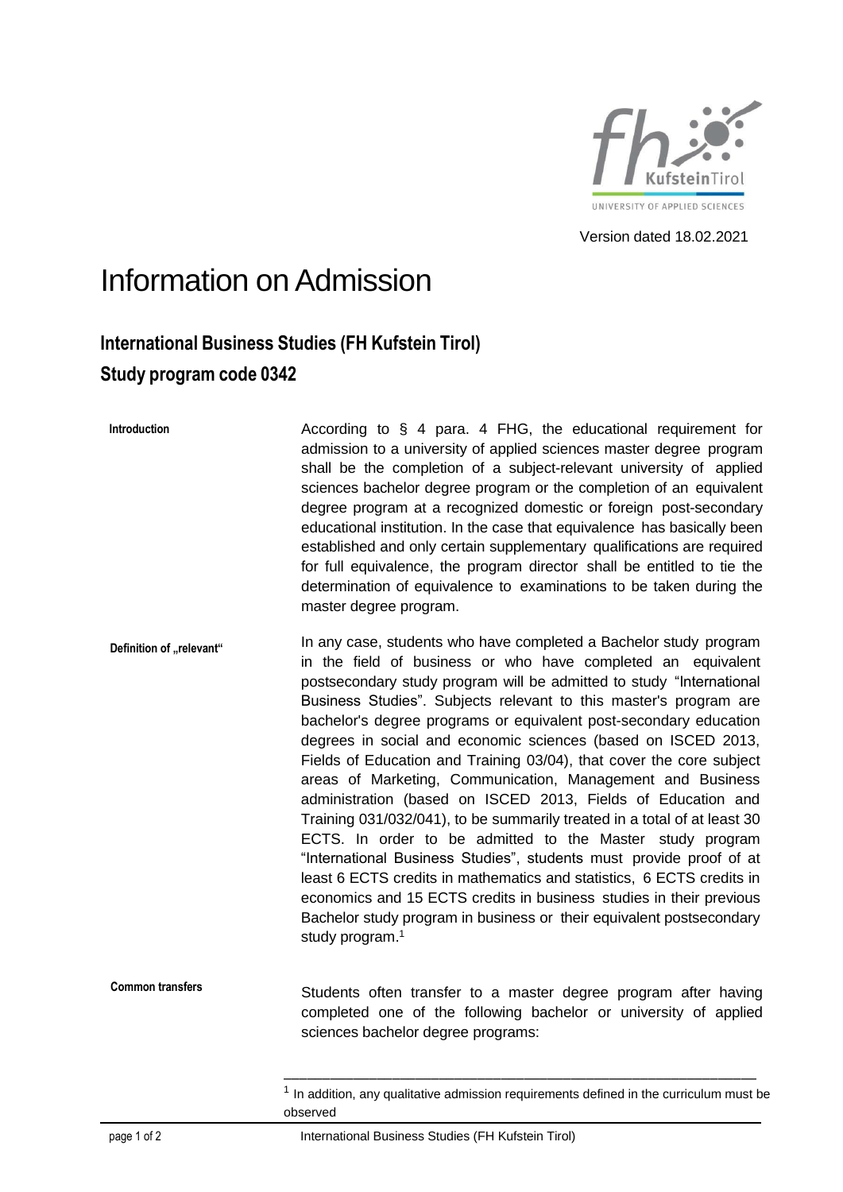Version dated 18.02.2021

# Information on Admission

## International Business Studies (FH Kufstein Tirol)

## Study program code 0342

**Introduction**

According to § 4 para. 4 FHG, the educational requirement for admission to a university of applied sciences master degree program shall be the completion of a subject-relevant university of applied sciences bachelor degree program or the completion of an equivalent degree program at a recognized domestic or foreign post-secondary educational institution. In the case that equivalence has basically been established and only certain supplementary qualifications are required for full equivalence, the program director shall be entitled to tie the determination of equivalence to examinations to be taken during the master degree program.

**Definition of „relevant"**

In any case, students who have completed a Bachelor study program in the field of business or who have completed an equivalent postsecondary study program will be admitted to study "International Business Studies". Subjects relevant to this master's program are bachelor's degree programs or equivalent post-secondary education degrees in social and economic sciences (based on ISCED 2013, Fields of Education and Training 03/04), that cover the core subject areas of Marketing, Communication, Management and Business administration (based on ISCED 2013, Fields of Education and Training 031/032/041), to be summarily treated in a total of at least 30 ECTS. In order to be admitted to the Master study program "International Business Studies", students must provide proof of at least 6 ECTS credits in mathematics and statistics, 6 ECTS credits in economics and 15 ECTS credits in business studies in their previous Bachelor study program in business or their equivalent postsecondary study program.[1]

**Common transfers**

Students often transfer to a master degree program after having completed one of the following bachelor or university of applied sciences bachelor degree programs:

[1] In addition, any qualitative admission requirements defined in the curriculum must be observed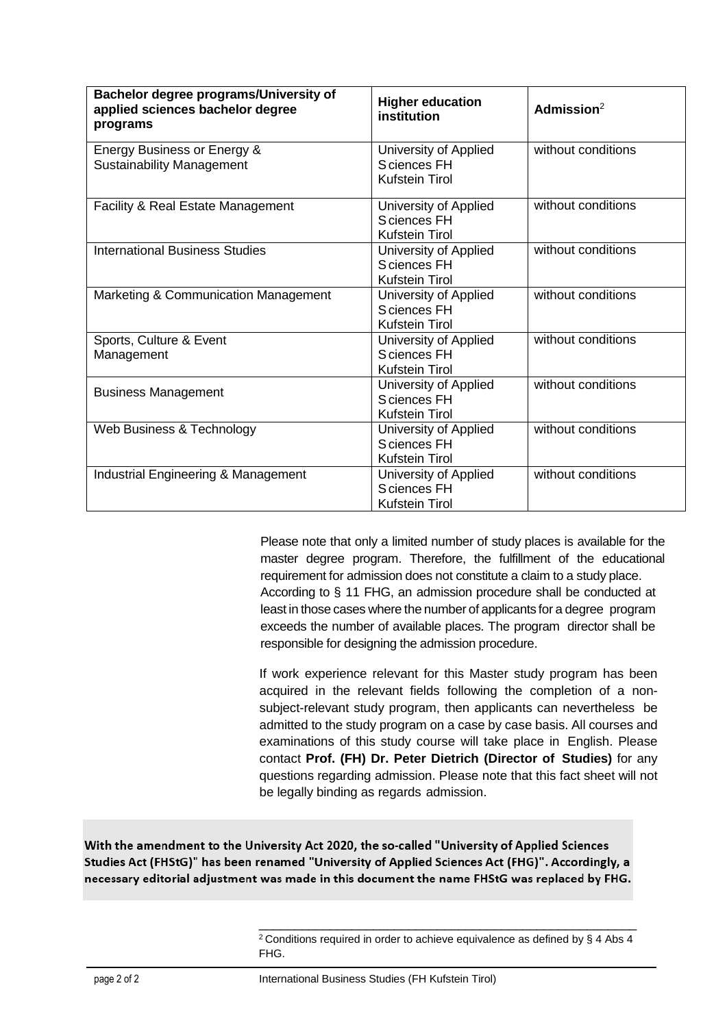| Bachelor degree programs/University of applied sciences bachelor degree programs | Higher education institution | Admission[2] |
|---|---|---|
| Energy Business or Energy & Sustainability Management | University of Applied Sciences FH Kufstein Tirol | without conditions |
| Facility & Real Estate Management | University of Applied Sciences FH Kufstein Tirol | without conditions |
| International Business Studies | University of Applied Sciences FH Kufstein Tirol | without conditions |
| Marketing & Communication Management | University of Applied Sciences FH Kufstein Tirol | without conditions |
| Sports, Culture & Event Management | University of Applied Sciences FH Kufstein Tirol | without conditions |
| Business Management | University of Applied Sciences FH Kufstein Tirol | without conditions |
| Web Business & Technology | University of Applied Sciences FH Kufstein Tirol | without conditions |
| Industrial Engineering & Management | University of Applied Sciences FH Kufstein Tirol | without conditions |

Please note that only a limited number of study places is available for the master degree program. Therefore, the fulfillment of the educational requirement for admission does not constitute a claim to a study place. According to § 11 FHG, an admission procedure shall be conducted at least in those cases where the number of applicants for a degree program exceeds the number of available places. The program director shall be responsible for designing the admission procedure.

If work experience relevant for this Master study program has been acquired in the relevant fields following the completion of a non-subject-relevant study program, then applicants can nevertheless be admitted to the study program on a case by case basis. All courses and examinations of this study course will take place in English. Please contact **Prof. (FH) Dr. Peter Dietrich (Director of Studies)** for any questions regarding admission. Please note that this fact sheet will not be legally binding as regards admission.

**With the amendment to the University Act 2020, the so-called "University of Applied Sciences Studies Act (FHStG)" has been renamed "University of Applied Sciences Act (FHG)". Accordingly, a necessary editorial adjustment was made in this document the name FHStG was replaced by FHG.**

[2] Conditions required in order to achieve equivalence as defined by § 4 Abs 4 FHG.